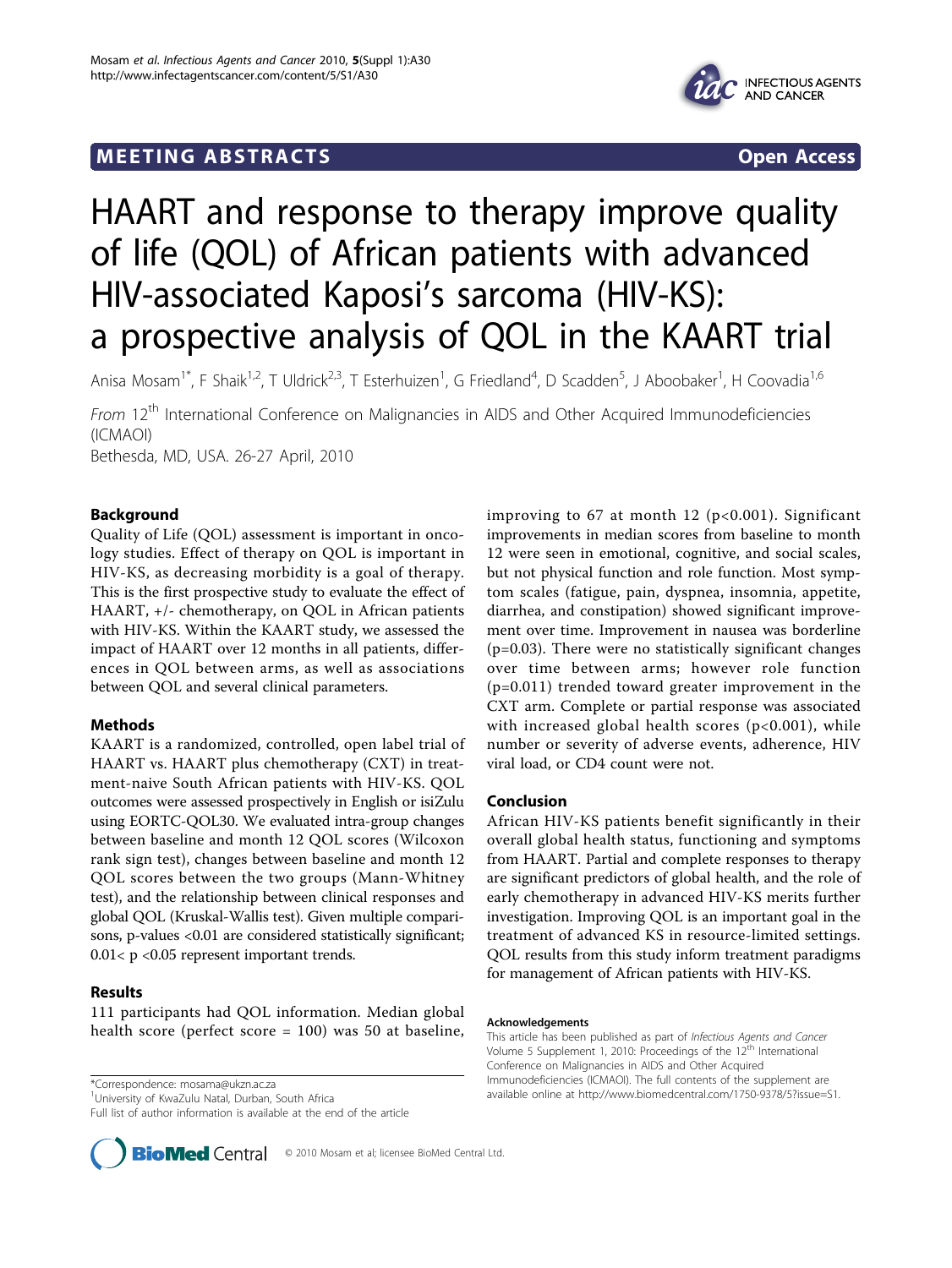MEETING ABSTRACTS Open Access

# HAART and response to therapy improve quality of life (QOL) of African patients with advanced HIV-associated Kaposi's sarcoma (HIV-KS): a prospective analysis of QOL in the KAART trial

Anisa Mosam[1*], F Shaik[1,2], T Uldrick[2,3], T Esterhuizen[1], G Friedland[4], D Scadden[5], J Aboobaker[1], H Coovadia[1,6]

*From* 12[th] International Conference on Malignancies in AIDS and Other Acquired Immunodeficiencies (ICMAOI)
Bethesda, MD, USA. 26-27 April, 2010

## Background

Quality of Life (QOL) assessment is important in oncology studies. Effect of therapy on QOL is important in HIV-KS, as decreasing morbidity is a goal of therapy. This is the first prospective study to evaluate the effect of HAART, +/- chemotherapy, on QOL in African patients with HIV-KS. Within the KAART study, we assessed the impact of HAART over 12 months in all patients, differences in QOL between arms, as well as associations between QOL and several clinical parameters.

## Methods

KAART is a randomized, controlled, open label trial of HAART vs. HAART plus chemotherapy (CXT) in treatment-naive South African patients with HIV-KS. QOL outcomes were assessed prospectively in English or isiZulu using EORTC-QOL30. We evaluated intra-group changes between baseline and month 12 QOL scores (Wilcoxon rank sign test), changes between baseline and month 12 QOL scores between the two groups (Mann-Whitney test), and the relationship between clinical responses and global QOL (Kruskal-Wallis test). Given multiple comparisons, p-values <0.01 are considered statistically significant; 0.01< p <0.05 represent important trends.

## Results

111 participants had QOL information. Median global health score (perfect score = 100) was 50 at baseline, improving to 67 at month 12 (p<0.001). Significant improvements in median scores from baseline to month 12 were seen in emotional, cognitive, and social scales, but not physical function and role function. Most symptom scales (fatigue, pain, dyspnea, insomnia, appetite, diarrhea, and constipation) showed significant improvement over time. Improvement in nausea was borderline (p=0.03). There were no statistically significant changes over time between arms; however role function (p=0.011) trended toward greater improvement in the CXT arm. Complete or partial response was associated with increased global health scores (p<0.001), while number or severity of adverse events, adherence, HIV viral load, or CD4 count were not.

## Conclusion

African HIV-KS patients benefit significantly in their overall global health status, functioning and symptoms from HAART. Partial and complete responses to therapy are significant predictors of global health, and the role of early chemotherapy in advanced HIV-KS merits further investigation. Improving QOL is an important goal in the treatment of advanced KS in resource-limited settings. QOL results from this study inform treatment paradigms for management of African patients with HIV-KS.

#### Acknowledgements

This article has been published as part of *Infectious Agents and Cancer* Volume 5 Supplement 1, 2010: Proceedings of the 12[th] International Conference on Malignancies in AIDS and Other Acquired Immunodeficiencies (ICMAOI). The full contents of the supplement are available online at http://www.biomedcentral.com/1750-9378/5?issue=S1.

*Correspondence: mosama@ukzn.ac.za
[1]University of KwaZulu Natal, Durban, South Africa
Full list of author information is available at the end of the article

© 2010 Mosam et al; licensee BioMed Central Ltd.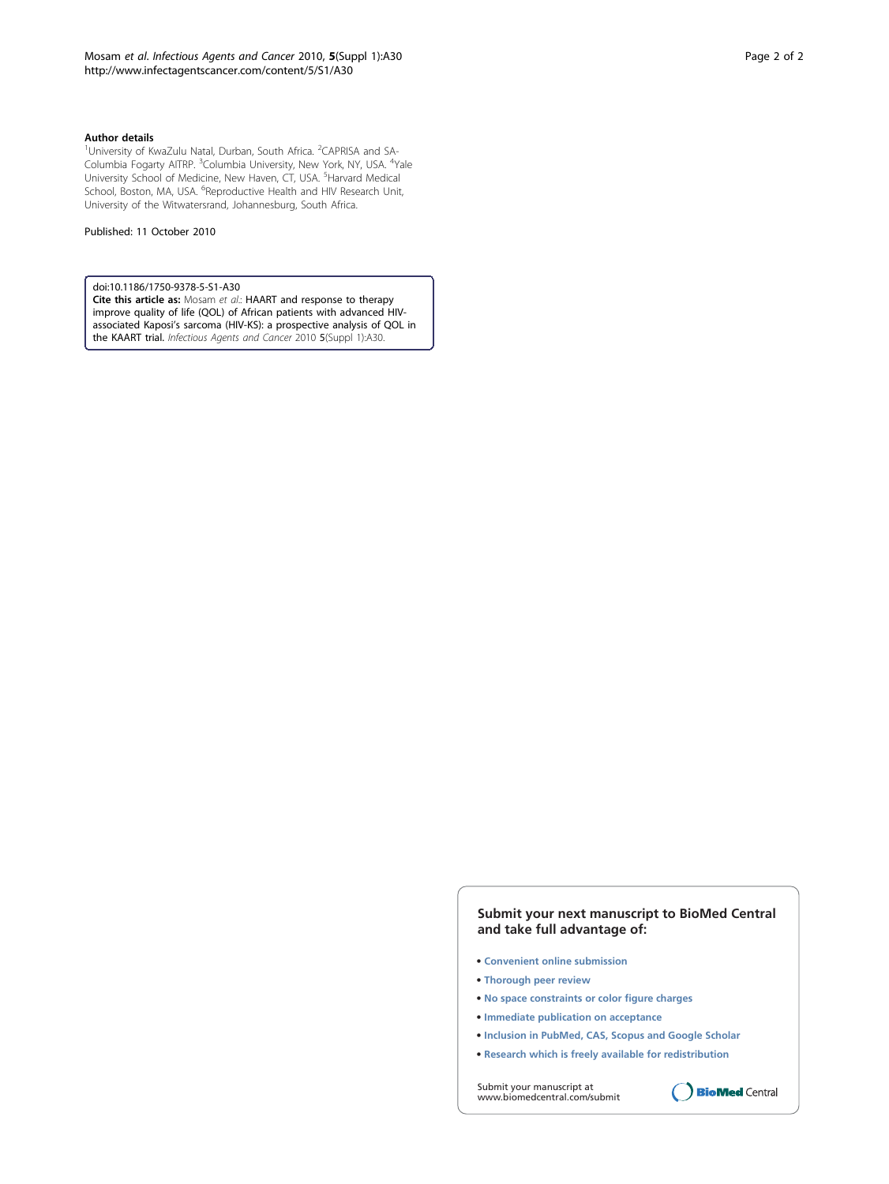#### Author details

[1]University of KwaZulu Natal, Durban, South Africa. [2]CAPRISA and SA-Columbia Fogarty AITRP. [3]Columbia University, New York, NY, USA. [4]Yale University School of Medicine, New Haven, CT, USA. [5]Harvard Medical School, Boston, MA, USA. [6]Reproductive Health and HIV Research Unit, University of the Witwatersrand, Johannesburg, South Africa.

Published: 11 October 2010

doi:10.1186/1750-9378-5-S1-A30

**Cite this article as:** Mosam *et al.*: HAART and response to therapy improve quality of life (QOL) of African patients with advanced HIV-associated Kaposi's sarcoma (HIV-KS): a prospective analysis of QOL in the KAART trial. *Infectious Agents and Cancer* 2010 **5**(Suppl 1):A30.

**Submit your next manuscript to BioMed Central and take full advantage of:**

- **Convenient online submission**
- **Thorough peer review**
- **No space constraints or color figure charges**
- **Immediate publication on acceptance**
- **Inclusion in PubMed, CAS, Scopus and Google Scholar**
- **Research which is freely available for redistribution**

Submit your manuscript at
www.biomedcentral.com/submit

BioMed Central